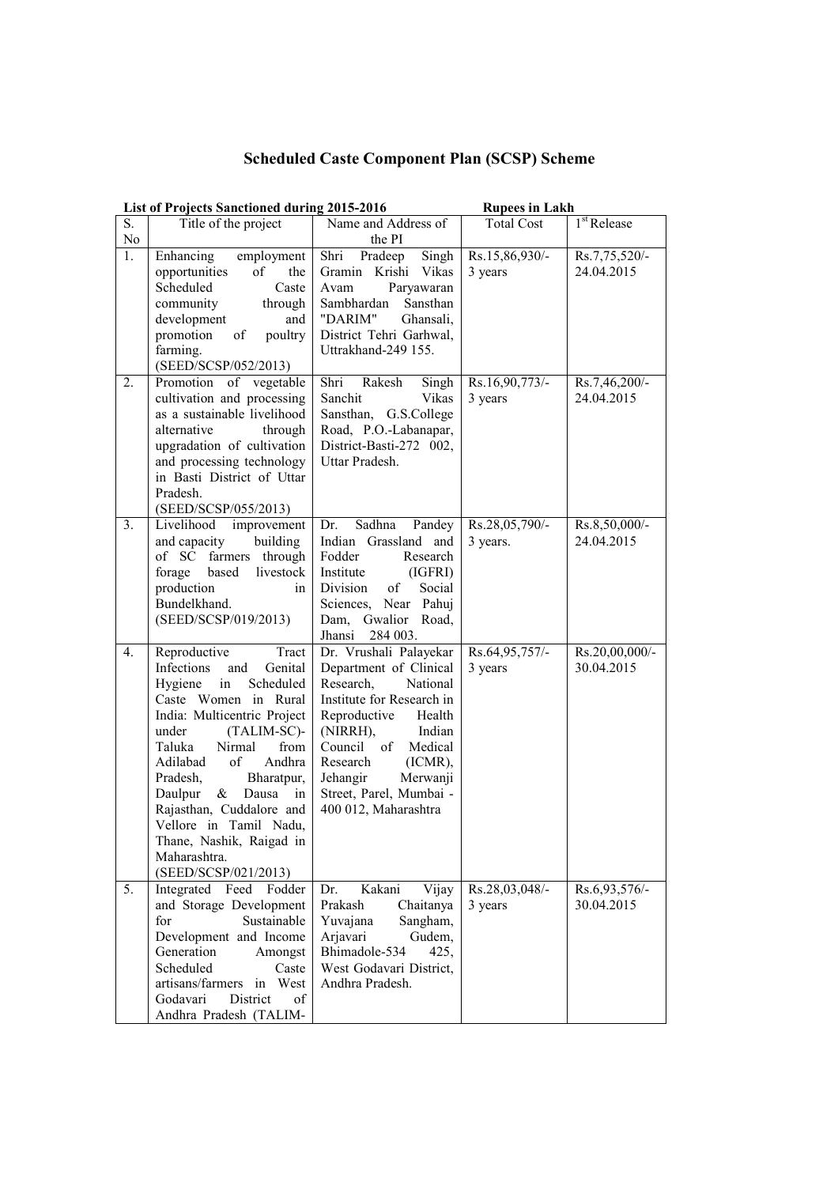# Scheduled Caste Component Plan (SCSP) Scheme

**List of Projects Sanctioned during 2015-2016** **Rupees in Lakh**

| S. No | Title of the project | Name and Address of the PI | Total Cost | 1st Release |
|---|---|---|---|---|
| 1. | Enhancing employment opportunities of the Scheduled Caste community through development and promotion of poultry farming. (SEED/SCSP/052/2013) | Shri Pradeep Singh Gramin Krishi Vikas Avam Paryawaran Sambhardan Sansthan "DARIM" Ghansali, District Tehri Garhwal, Uttrakhand-249 155. | Rs.15,86,930/- 3 years | Rs.7,75,520/- 24.04.2015 |
| 2. | Promotion of vegetable cultivation and processing as a sustainable livelihood alternative through upgradation of cultivation and processing technology in Basti District of Uttar Pradesh. (SEED/SCSP/055/2013) | Shri Rakesh Singh Sanchit Vikas Sansthan, G.S.College Road, P.O.-Labanapar, District-Basti-272 002, Uttar Pradesh. | Rs.16,90,773/- 3 years | Rs.7,46,200/- 24.04.2015 |
| 3. | Livelihood improvement and capacity building of SC farmers through forage based livestock production in Bundelkhand. (SEED/SCSP/019/2013) | Dr. Sadhna Pandey Indian Grassland and Fodder Research Institute (IGFRI) Division of Social Sciences, Near Pahuj Dam, Gwalior Road, Jhansi 284 003. | Rs.28,05,790/- 3 years. | Rs.8,50,000/- 24.04.2015 |
| 4. | Reproductive Tract Infections and Genital Hygiene in Scheduled Caste Women in Rural India: Multicentric Project under (TALIM-SC)- Taluka Nirmal from Adilabad of Andhra Pradesh, Bharatpur, Daulpur & Dausa in Rajasthan, Cuddalore and Vellore in Tamil Nadu, Thane, Nashik, Raigad in Maharashtra. (SEED/SCSP/021/2013) | Dr. Vrushali Palayekar Department of Clinical Research, National Institute for Research in Reproductive Health (NIRRH), Indian Council of Medical Research (ICMR), Jehangir Merwanji Street, Parel, Mumbai - 400 012, Maharashtra | Rs.64,95,757/- 3 years | Rs.20,00,000/- 30.04.2015 |
| 5. | Integrated Feed Fodder and Storage Development for Sustainable Development and Income Generation Amongst Scheduled Caste artisans/farmers in West Godavari District of Andhra Pradesh (TALIM- | Dr. Kakani Vijay Prakash Chaitanya Yuvajana Sangham, Arjavari Gudem, Bhimadole-534 425, West Godavari District, Andhra Pradesh. | Rs.28,03,048/- 3 years | Rs.6,93,576/- 30.04.2015 |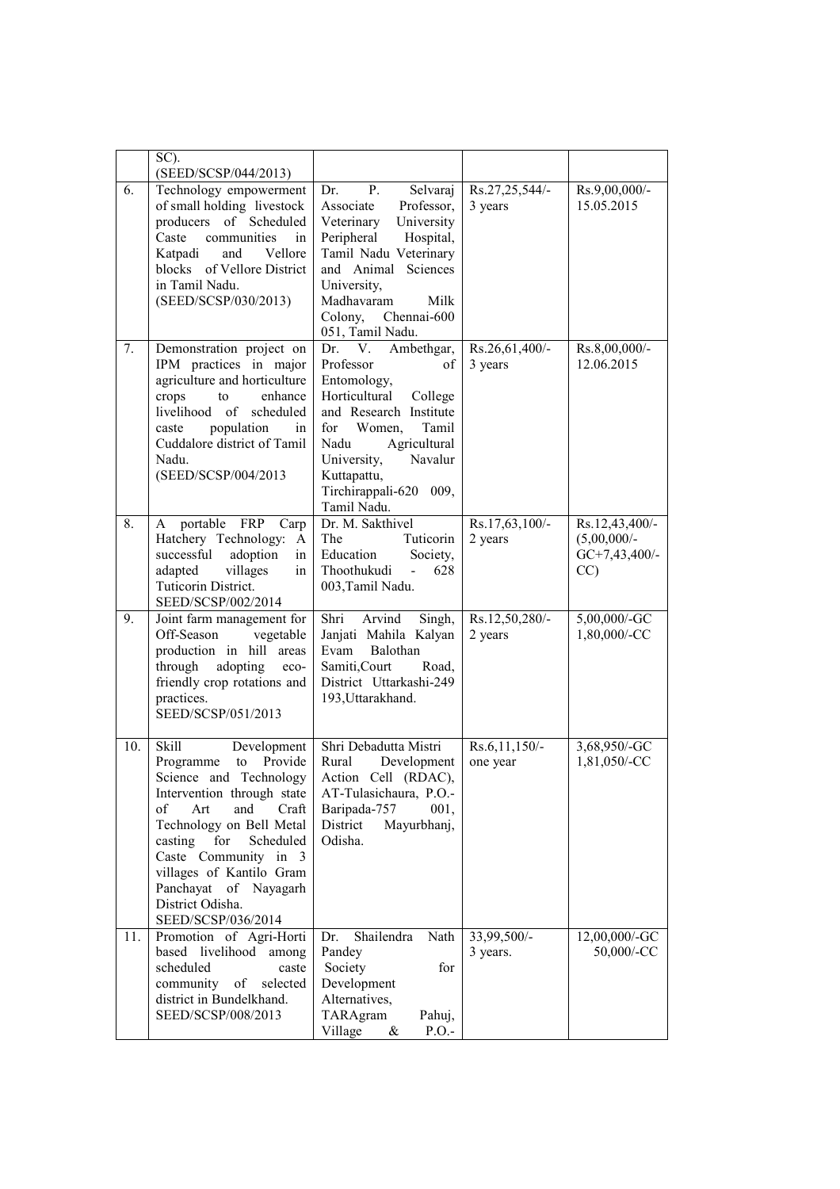|  |  |  |  |  |
| --- | --- | --- | --- | --- |
|  | SC). (SEED/SCSP/044/2013) |  |  |  |
| 6. | Technology empowerment of small holding livestock producers of Scheduled Caste communities in Katpadi and Vellore blocks of Vellore District in Tamil Nadu. (SEED/SCSP/030/2013) | Dr. P. Selvaraj Associate Professor, Veterinary University Peripheral Hospital, Tamil Nadu Veterinary and Animal Sciences University, Madhavaram Milk Colony, Chennai-600 051, Tamil Nadu. | Rs.27,25,544/- 3 years | Rs.9,00,000/- 15.05.2015 |
| 7. | Demonstration project on IPM practices in major agriculture and horticulture crops to enhance livelihood of scheduled caste population in Cuddalore district of Tamil Nadu. (SEED/SCSP/004/2013 | Dr. V. Ambethgar, Professor of Entomology, Horticultural College and Research Institute for Women, Tamil Nadu Agricultural University, Navalur Kuttapattu, Tirchirappali-620 009, Tamil Nadu. | Rs.26,61,400/- 3 years | Rs.8,00,000/- 12.06.2015 |
| 8. | A portable FRP Carp Hatchery Technology: A successful adoption in adapted villages in Tuticorin District. SEED/SCSP/002/2014 | Dr. M. Sakthivel The Tuticorin Education Society, Thoothukudi - 628 003,Tamil Nadu. | Rs.17,63,100/- 2 years | Rs.12,43,400/- (5,00,000/- GC+7,43,400/- CC) |
| 9. | Joint farm management for Off-Season vegetable production in hill areas through adopting eco-friendly crop rotations and practices. SEED/SCSP/051/2013 | Shri Arvind Singh, Janjati Mahila Kalyan Evam Balothan Samiti,Court Road, District Uttarkashi-249 193,Uttarakhand. | Rs.12,50,280/- 2 years | 5,00,000/-GC 1,80,000/-CC |
| 10. | Skill Development Programme to Provide Science and Technology Intervention through state of Art and Craft Technology on Bell Metal casting for Scheduled Caste Community in 3 villages of Kantilo Gram Panchayat of Nayagarh District Odisha. SEED/SCSP/036/2014 | Shri Debadutta Mistri Rural Development Action Cell (RDAC), AT-Tulasichaura, P.O.- Baripada-757 001, District Mayurbhanj, Odisha. | Rs.6,11,150/- one year | 3,68,950/-GC 1,81,050/-CC |
| 11. | Promotion of Agri-Horti based livelihood among scheduled caste community of selected district in Bundelkhand. SEED/SCSP/008/2013 | Dr. Shailendra Nath Pandey Society for Development Alternatives, TARAgram Pahuj, Village & P.O.- | 33,99,500/- 3 years. | 12,00,000/-GC 50,000/-CC |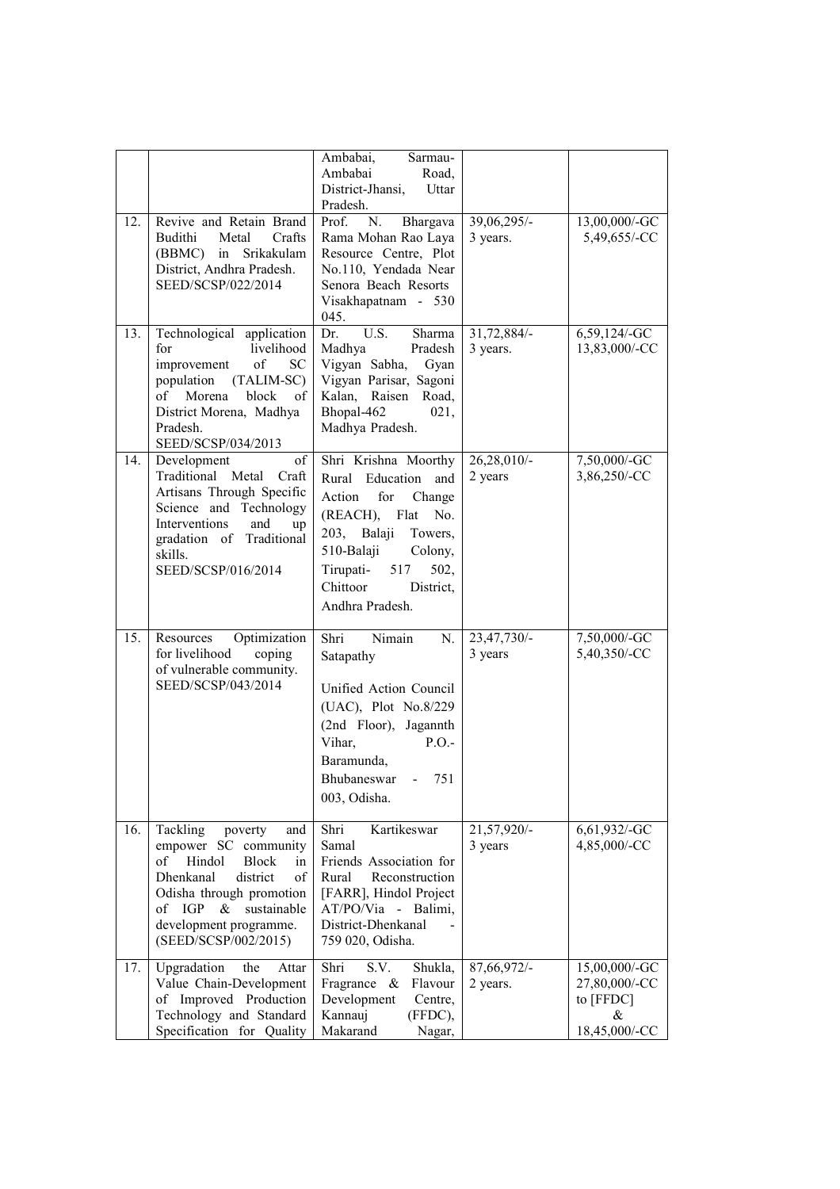| | | | | |
|---|---|---|---|---|
| | | Ambabai, Sarmau-Ambabai Road, District-Jhansi, Uttar Pradesh. | | |
| 12. | Revive and Retain Brand Budithi Metal Crafts (BBMC) in Srikakulam District, Andhra Pradesh. SEED/SCSP/022/2014 | Prof. N. Bhargava Rama Mohan Rao Laya Resource Centre, Plot No.110, Yendada Near Senora Beach Resorts Visakhapatnam - 530 045. | 39,06,295/- 3 years. | 13,00,000/-GC 5,49,655/-CC |
| 13. | Technological application for livelihood improvement of SC population (TALIM-SC) of Morena block of District Morena, Madhya Pradesh. SEED/SCSP/034/2013 | Dr. U.S. Sharma Madhya Pradesh Vigyan Sabha, Gyan Vigyan Parisar, Sagoni Kalan, Raisen Road, Bhopal-462 021, Madhya Pradesh. | 31,72,884/- 3 years. | 6,59,124/-GC 13,83,000/-CC |
| 14. | Development of Traditional Metal Craft Artisans Through Specific Science and Technology Interventions and up gradation of Traditional skills. SEED/SCSP/016/2014 | Shri Krishna Moorthy Rural Education and Action for Change (REACH), Flat No. 203, Balaji Towers, 510-Balaji Colony, Tirupati- 517 502, Chittoor District, Andhra Pradesh. | 26,28,010/- 2 years | 7,50,000/-GC 3,86,250/-CC |
| 15. | Resources Optimization for livelihood coping of vulnerable community. SEED/SCSP/043/2014 | Shri Nimain N. Satapathy<br><br>Unified Action Council (UAC), Plot No.8/229 (2nd Floor), Jagannth Vihar, P.O.- Baramunda, Bhubaneswar - 751 003, Odisha. | 23,47,730/- 3 years | 7,50,000/-GC 5,40,350/-CC |
| 16. | Tackling poverty and empower SC community of Hindol Block in Dhenkanal district of Odisha through promotion of IGP & sustainable development programme. (SEED/SCSP/002/2015) | Shri Kartikeswar Samal Friends Association for Rural Reconstruction [FARR], Hindol Project AT/PO/Via - Balimi, District-Dhenkanal - 759 020, Odisha. | 21,57,920/- 3 years | 6,61,932/-GC 4,85,000/-CC |
| 17. | Upgradation the Attar Value Chain-Development of Improved Production Technology and Standard Specification for Quality | Shri S.V. Shukla, Fragrance & Flavour Development Centre, Kannauj (FFDC), Makarand Nagar, | 87,66,972/- 2 years. | 15,00,000/-GC 27,80,000/-CC to [FFDC] & 18,45,000/-CC |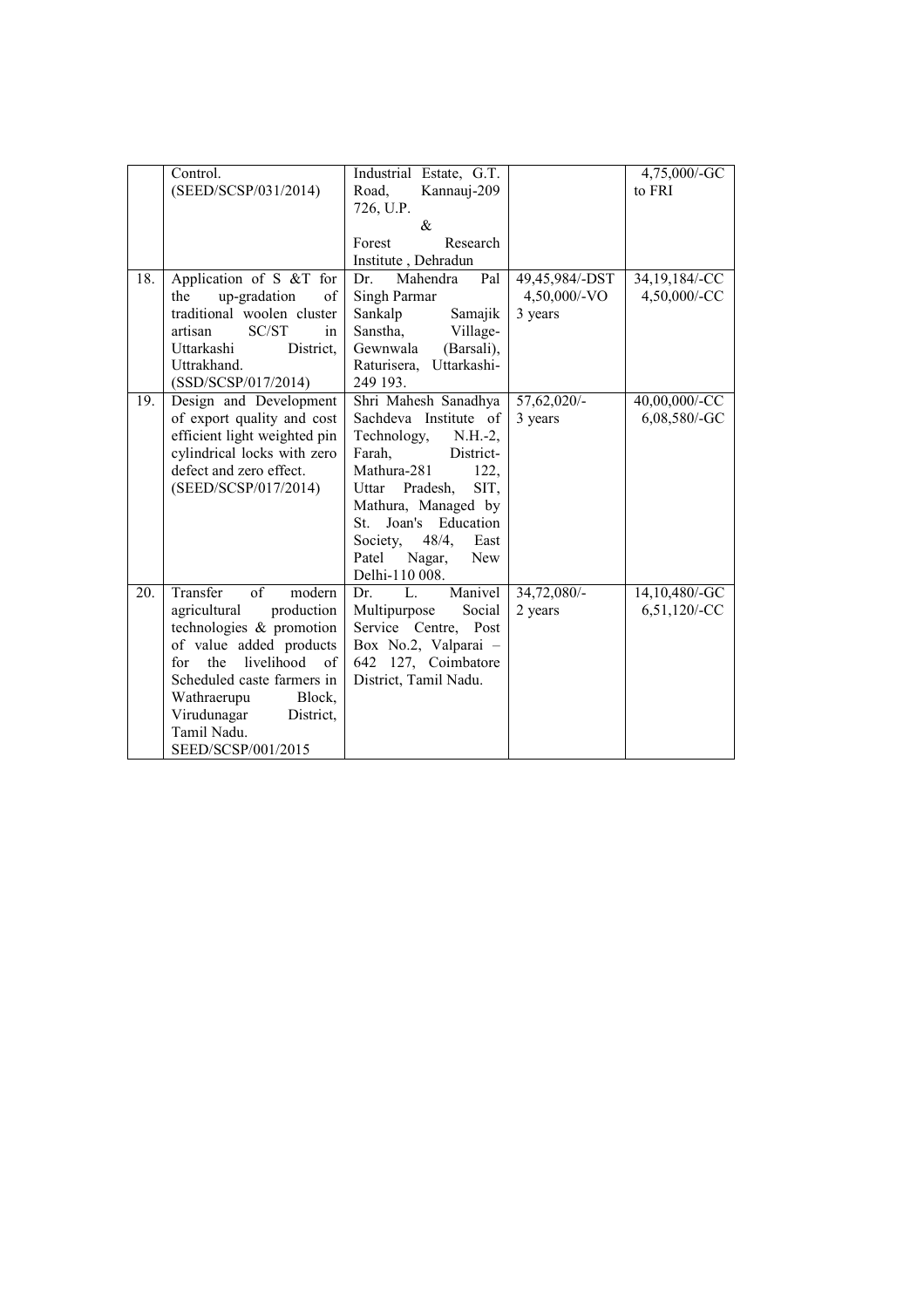| | | | | |
|---|---|---|---|---|
| | Control. (SEED/SCSP/031/2014) | Industrial Estate, G.T. Road, Kannauj-209 726, U.P. & Forest Research Institute , Dehradun | | 4,75,000/-GC to FRI |
| 18. | Application of S &T for the up-gradation of traditional woolen cluster artisan SC/ST in Uttarkashi District, Uttrakhand. (SSD/SCSP/017/2014) | Dr. Mahendra Pal Singh Parmar Sankalp Samajik Sanstha, Village-Gewnwala (Barsali), Raturisera, Uttarkashi-249 193. | 49,45,984/-DST 4,50,000/-VO 3 years | 34,19,184/-CC 4,50,000/-CC |
| 19. | Design and Development of export quality and cost efficient light weighted pin cylindrical locks with zero defect and zero effect. (SEED/SCSP/017/2014) | Shri Mahesh Sanadhya Sachdeva Institute of Technology, N.H.-2, Farah, District-Mathura-281 122, Uttar Pradesh, SIT, Mathura, Managed by St. Joan's Education Society, 48/4, East Patel Nagar, New Delhi-110 008. | 57,62,020/- 3 years | 40,00,000/-CC 6,08,580/-GC |
| 20. | Transfer of modern agricultural production technologies & promotion of value added products for the livelihood of Scheduled caste farmers in Wathraerupu Block, Virudunagar District, Tamil Nadu. SEED/SCSP/001/2015 | Dr. L. Manivel Multipurpose Social Service Centre, Post Box No.2, Valparai – 642 127, Coimbatore District, Tamil Nadu. | 34,72,080/- 2 years | 14,10,480/-GC 6,51,120/-CC |